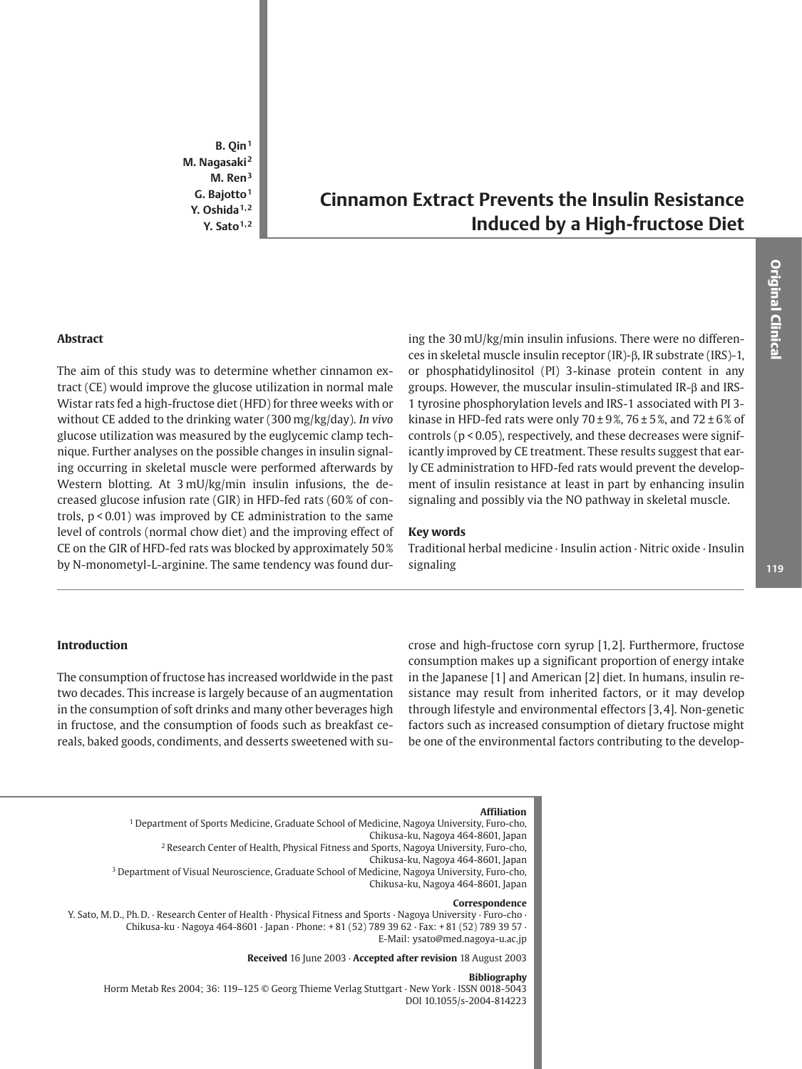B. Qin[1]
M. Nagasaki[2]
M. Ren[3]
G. Bajotto[1]
Y. Oshida[1,2]
Y. Sato[1,2]

# Cinnamon Extract Prevents the Insulin Resistance Induced by a High-fructose Diet

Original Clinical

## Abstract

The aim of this study was to determine whether cinnamon extract (CE) would improve the glucose utilization in normal male Wistar rats fed a high-fructose diet (HFD) for three weeks with or without CE added to the drinking water (300 mg/kg/day). *In vivo* glucose utilization was measured by the euglycemic clamp technique. Further analyses on the possible changes in insulin signaling occurring in skeletal muscle were performed afterwards by Western blotting. At 3 mU/kg/min insulin infusions, the decreased glucose infusion rate (GIR) in HFD-fed rats (60% of controls, $p < 0.01$) was improved by CE administration to the same level of controls (normal chow diet) and the improving effect of CE on the GIR of HFD-fed rats was blocked by approximately 50% by N-monomethyl-L-arginine. The same tendency was found during the 30 mU/kg/min insulin infusions. There were no differences in skeletal muscle insulin receptor (IR)-β, IR substrate (IRS)-1, or phosphatidylinositol (PI) 3-kinase protein content in any groups. However, the muscular insulin-stimulated IR-β and IRS-1 tyrosine phosphorylation levels and IRS-1 associated with PI 3-kinase in HFD-fed rats were only 70 ± 9%, 76 ± 5%, and 72 ± 6% of controls ($p < 0.05$), respectively, and these decreases were significantly improved by CE treatment. These results suggest that early CE administration to HFD-fed rats would prevent the development of insulin resistance at least in part by enhancing insulin signaling and possibly via the NO pathway in skeletal muscle.

### Key words

Traditional herbal medicine · Insulin action · Nitric oxide · Insulin signaling

## Introduction

The consumption of fructose has increased worldwide in the past two decades. This increase is largely because of an augmentation in the consumption of soft drinks and many other beverages high in fructose, and the consumption of foods such as breakfast cereals, baked goods, condiments, and desserts sweetened with sucrose and high-fructose corn syrup [1,2]. Furthermore, fructose consumption makes up a significant proportion of energy intake in the Japanese [1] and American [2] diet. In humans, insulin resistance may result from inherited factors, or it may develop through lifestyle and environmental effectors [3,4]. Non-genetic factors such as increased consumption of dietary fructose might be one of the environmental factors contributing to the develop-

**Affiliation**

[1] Department of Sports Medicine, Graduate School of Medicine, Nagoya University, Furo-cho, Chikusa-ku, Nagoya 464-8601, Japan
[2] Research Center of Health, Physical Fitness and Sports, Nagoya University, Furo-cho, Chikusa-ku, Nagoya 464-8601, Japan
[3] Department of Visual Neuroscience, Graduate School of Medicine, Nagoya University, Furo-cho, Chikusa-ku, Nagoya 464-8601, Japan

**Correspondence**

Y. Sato, M.D., Ph.D. · Research Center of Health · Physical Fitness and Sports · Nagoya University · Furo-cho · Chikusa-ku · Nagoya 464-8601 · Japan · Phone: + 81 (52) 789 39 62 · Fax: + 81 (52) 789 39 57 · E-Mail: ysato@med.nagoya-u.ac.jp

**Received** 16 June 2003 · **Accepted after revision** 18 August 2003

**Bibliography**

Horm Metab Res 2004; 36: 119–125 © Georg Thieme Verlag Stuttgart · New York · ISSN 0018-5043
DOI 10.1055/s-2004-814223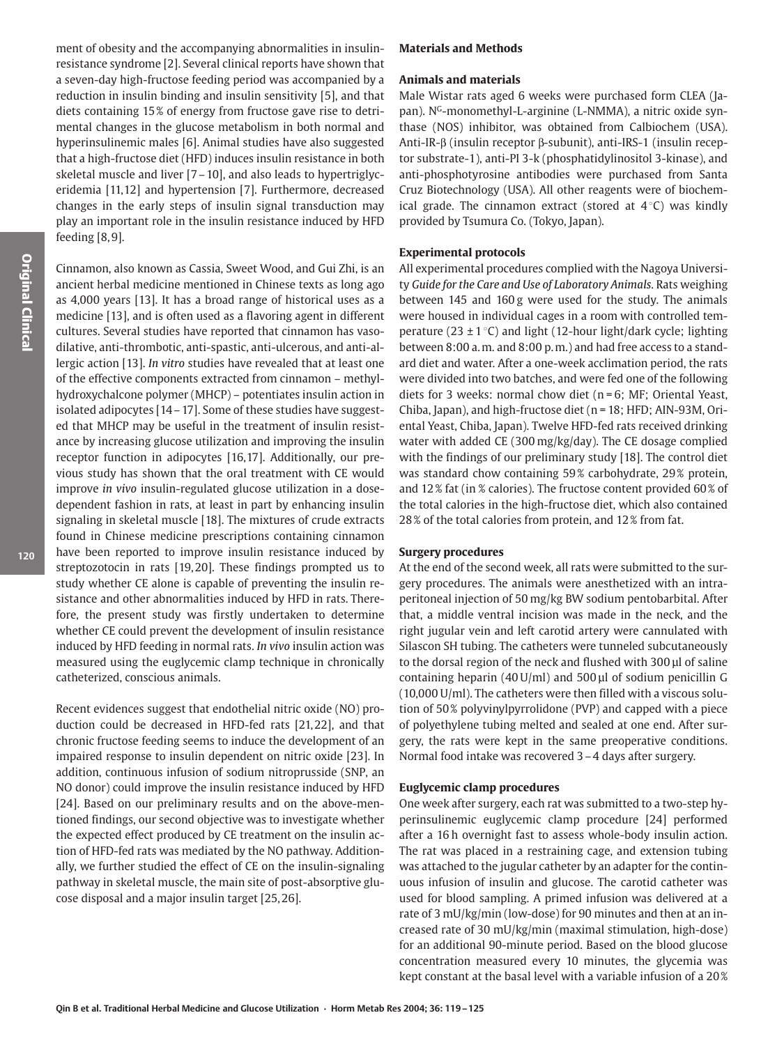ment of obesity and the accompanying abnormalities in insulin-resistance syndrome [2]. Several clinical reports have shown that a seven-day high-fructose feeding period was accompanied by a reduction in insulin binding and insulin sensitivity [5], and that diets containing 15% of energy from fructose gave rise to detrimental changes in the glucose metabolism in both normal and hyperinsulinemic males [6]. Animal studies have also suggested that a high-fructose diet (HFD) induces insulin resistance in both skeletal muscle and liver [7–10], and also leads to hypertriglyceridemia [11,12] and hypertension [7]. Furthermore, decreased changes in the early steps of insulin signal transduction may play an important role in the insulin resistance induced by HFD feeding [8,9].

Cinnamon, also known as Cassia, Sweet Wood, and Gui Zhi, is an ancient herbal medicine mentioned in Chinese texts as long ago as 4,000 years [13]. It has a broad range of historical uses as a medicine [13], and is often used as a flavoring agent in different cultures. Several studies have reported that cinnamon has vasodilative, anti-thrombotic, anti-spastic, anti-ulcerous, and anti-allergic action [13]. *In vitro* studies have revealed that at least one of the effective components extracted from cinnamon – methylhydroxychalcone polymer (MHCP) – potentiates insulin action in isolated adipocytes [14–17]. Some of these studies have suggested that MHCP may be useful in the treatment of insulin resistance by increasing glucose utilization and improving the insulin receptor function in adipocytes [16,17]. Additionally, our previous study has shown that the oral treatment with CE would improve *in vivo* insulin-regulated glucose utilization in a dose-dependent fashion in rats, at least in part by enhancing insulin signaling in skeletal muscle [18]. The mixtures of crude extracts found in Chinese medicine prescriptions containing cinnamon have been reported to improve insulin resistance induced by streptozotocin in rats [19,20]. These findings prompted us to study whether CE alone is capable of preventing the insulin resistance and other abnormalities induced by HFD in rats. Therefore, the present study was firstly undertaken to determine whether CE could prevent the development of insulin resistance induced by HFD feeding in normal rats. *In vivo* insulin action was measured using the euglycemic clamp technique in chronically catheterized, conscious animals.

Recent evidences suggest that endothelial nitric oxide (NO) production could be decreased in HFD-fed rats [21,22], and that chronic fructose feeding seems to induce the development of an impaired response to insulin dependent on nitric oxide [23]. In addition, continuous infusion of sodium nitroprusside (SNP, an NO donor) could improve the insulin resistance induced by HFD [24]. Based on our preliminary results and on the above-mentioned findings, our second objective was to investigate whether the expected effect produced by CE treatment on the insulin action of HFD-fed rats was mediated by the NO pathway. Additionally, we further studied the effect of CE on the insulin-signaling pathway in skeletal muscle, the main site of post-absorptive glucose disposal and a major insulin target [25,26].

## Materials and Methods

### Animals and materials

Male Wistar rats aged 6 weeks were purchased form CLEA (Japan). $N^G$-monomethyl-L-arginine (L-NMMA), a nitric oxide synthase (NOS) inhibitor, was obtained from Calbiochem (USA). Anti-IR-β (insulin receptor β-subunit), anti-IRS-1 (insulin receptor substrate-1), anti-PI 3-k (phosphatidylinositol 3-kinase), and anti-phosphotyrosine antibodies were purchased from Santa Cruz Biotechnology (USA). All other reagents were of biochemical grade. The cinnamon extract (stored at 4 °C) was kindly provided by Tsumura Co. (Tokyo, Japan).

### Experimental protocols

All experimental procedures complied with the Nagoya University *Guide for the Care and Use of Laboratory Animals*. Rats weighing between 145 and 160 g were used for the study. The animals were housed in individual cages in a room with controlled temperature (23 ± 1 °C) and light (12-hour light/dark cycle; lighting between 8:00 a.m. and 8:00 p.m.) and had free access to a standard diet and water. After a one-week acclimation period, the rats were divided into two batches, and were fed one of the following diets for 3 weeks: normal chow diet (n = 6; MF; Oriental Yeast, Chiba, Japan), and high-fructose diet (n = 18; HFD; AIN-93M, Oriental Yeast, Chiba, Japan). Twelve HFD-fed rats received drinking water with added CE (300 mg/kg/day). The CE dosage complied with the findings of our preliminary study [18]. The control diet was standard chow containing 59% carbohydrate, 29% protein, and 12% fat (in % calories). The fructose content provided 60% of the total calories in the high-fructose diet, which also contained 28% of the total calories from protein, and 12% from fat.

### Surgery procedures

At the end of the second week, all rats were submitted to the surgery procedures. The animals were anesthetized with an intraperitoneal injection of 50 mg/kg BW sodium pentobarbital. After that, a middle ventral incision was made in the neck, and the right jugular vein and left carotid artery were cannulated with Silascon SH tubing. The catheters were tunneled subcutaneously to the dorsal region of the neck and flushed with 300 µl of saline containing heparin (40 U/ml) and 500 µl of sodium penicillin G (10,000 U/ml). The catheters were then filled with a viscous solution of 50% polyvinylpyrrolidone (PVP) and capped with a piece of polyethylene tubing melted and sealed at one end. After surgery, the rats were kept in the same preoperative conditions. Normal food intake was recovered 3–4 days after surgery.

### Euglycemic clamp procedures

One week after surgery, each rat was submitted to a two-step hyperinsulinemic euglycemic clamp procedure [24] performed after a 16 h overnight fast to assess whole-body insulin action. The rat was placed in a restraining cage, and extension tubing was attached to the jugular catheter by an adapter for the continuous infusion of insulin and glucose. The carotid catheter was used for blood sampling. A primed infusion was delivered at a rate of 3 mU/kg/min (low-dose) for 90 minutes and then at an increased rate of 30 mU/kg/min (maximal stimulation, high-dose) for an additional 90-minute period. Based on the blood glucose concentration measured every 10 minutes, the glycemia was kept constant at the basal level with a variable infusion of a 20%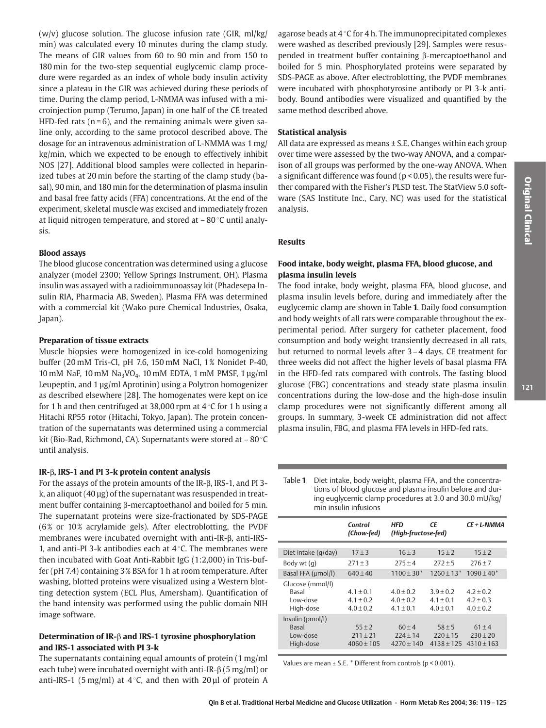(w/v) glucose solution. The glucose infusion rate (GIR, ml/kg/min) was calculated every 10 minutes during the clamp study. The means of GIR values from 60 to 90 min and from 150 to 180 min for the two-step sequential euglycemic clamp procedure were regarded as an index of whole body insulin activity since a plateau in the GIR was achieved during these periods of time. During the clamp period, L-NMMA was infused with a microinjection pump (Terumo, Japan) in one half of the CE treated HFD-fed rats (n = 6), and the remaining animals were given saline only, according to the same protocol described above. The dosage for an intravenous administration of L-NMMA was 1 mg/kg/min, which we expected to be enough to effectively inhibit NOS [27]. Additional blood samples were collected in heparinized tubes at 20 min before the starting of the clamp study (basal), 90 min, and 180 min for the determination of plasma insulin and basal free fatty acids (FFA) concentrations. At the end of the experiment, skeletal muscle was excised and immediately frozen at liquid nitrogen temperature, and stored at – 80 °C until analysis.

**Blood assays**

The blood glucose concentration was determined using a glucose analyzer (model 2300; Yellow Springs Instrument, OH). Plasma insulin was assayed with a radioimmunoassay kit (Phadesepa Insulin RIA, Pharmacia AB, Sweden). Plasma FFA was determined with a commercial kit (Wako pure Chemical Industries, Osaka, Japan).

**Preparation of tissue extracts**

Muscle biopsies were homogenized in ice-cold homogenizing buffer (20 mM Tris-Cl, pH 7.6, 150 mM NaCl, 1 % Nonidet P-40, 10 mM NaF, 10 mM $Na_3VO_4$, 10 mM EDTA, 1 mM PMSF, 1 µg/ml Leupeptin, and 1 µg/ml Aprotinin) using a Polytron homogenizer as described elsewhere [28]. The homogenates were kept on ice for 1 h and then centrifuged at 38,000 rpm at 4 °C for 1 h using a Hitachi RP55 rotor (Hitachi, Tokyo, Japan). The protein concentration of the supernatants was determined using a commercial kit (Bio-Rad, Richmond, CA). Supernatants were stored at – 80 °C until analysis.

**IR-β, IRS-1 and PI 3-k protein content analysis**

For the assays of the protein amounts of the IR-β, IRS-1, and PI 3-k, an aliquot (40 µg) of the supernatant was resuspended in treatment buffer containing β-mercaptoethanol and boiled for 5 min. The supernatant proteins were size-fractionated by SDS-PAGE (6 % or 10 % acrylamide gels). After electroblotting, the PVDF membranes were incubated overnight with anti-IR-β, anti-IRS-1, and anti-PI 3-k antibodies each at 4 °C. The membranes were then incubated with Goat Anti-Rabbit IgG (1:2,000) in Tris-buffer (pH 7.4) containing 3 % BSA for 1 h at room temperature. After washing, blotted proteins were visualized using a Western blotting detection system (ECL Plus, Amersham). Quantification of the band intensity was performed using the public domain NIH image software.

**Determination of IR-β and IRS-1 tyrosine phosphorylation and IRS-1 associated with PI 3-k**

The supernatants containing equal amounts of protein (1 mg/ml each tube) were incubated overnight with anti-IR-β (5 mg/ml) or anti-IRS-1 (5 mg/ml) at 4 °C, and then with 20 µl of protein A agarose beads at 4 °C for 4 h. The immunoprecipitated complexes were washed as described previously [29]. Samples were resuspended in treatment buffer containing β-mercaptoethanol and boiled for 5 min. Phosphorylated proteins were separated by SDS-PAGE as above. After electroblotting, the PVDF membranes were incubated with phosphotyrosine antibody or PI 3-k antibody. Bound antibodies were visualized and quantified by the same method described above.

**Statistical analysis**

All data are expressed as means ± S.E. Changes within each group over time were assessed by the two-way ANOVA, and a comparison of all groups was performed by the one-way ANOVA. When a significant difference was found ($p < 0.05$), the results were further compared with the Fisher's PLSD test. The StatView 5.0 software (SAS Institute Inc., Cary, NC) was used for the statistical analysis.

## Results

**Food intake, body weight, plasma FFA, blood glucose, and plasma insulin levels**

The food intake, body weight, plasma FFA, blood glucose, and plasma insulin levels before, during and immediately after the euglycemic clamp are shown in Table **1**. Daily food consumption and body weights of all rats were comparable throughout the experimental period. After surgery for catheter placement, food consumption and body weight transiently decreased in all rats, but returned to normal levels after 3 – 4 days. CE treatment for three weeks did not affect the higher levels of basal plasma FFA in the HFD-fed rats compared with controls. The fasting blood glucose (FBG) concentrations and steady state plasma insulin concentrations during the low-dose and the high-dose insulin clamp procedures were not significantly different among all groups. In summary, 3-week CE administration did not affect plasma insulin, FBG, and plasma FFA levels in HFD-fed rats.

Table **1** Diet intake, body weight, plasma FFA, and the concentrations of blood glucose and plasma insulin before and during euglycemic clamp procedures at 3.0 and 30.0 mU/kg/min insulin infusions

| | *Control (Chow-fed)* | *HFD (High-fructose-fed)* | *CE* | *CE + L-NMMA* |
|---|---|---|---|---|
| Diet intake (g/day) | 17 ± 3 | 16 ± 3 | 15 ± 2 | 15 ± 2 |
| Body wt (g) | 271 ± 3 | 275 ± 4 | 272 ± 5 | 276 ± 7 |
| Basal FFA (µmol/l) | 640 ± 40 | 1100 ± 30* | 1260 ± 13* | 1090 ± 40* |
| Glucose (mmol/l) | | | | |
| Basal | 4.1 ± 0.1 | 4.0 ± 0.2 | 3.9 ± 0.2 | 4.2 ± 0.2 |
| Low-dose | 4.1 ± 0.2 | 4.0 ± 0.2 | 4.1 ± 0.1 | 4.2 ± 0.3 |
| High-dose | 4.0 ± 0.2 | 4.1 ± 0.1 | 4.0 ± 0.1 | 4.0 ± 0.2 |
| Insulin (pmol/l) | | | | |
| Basal | 55 ± 2 | 60 ± 4 | 58 ± 5 | 61 ± 4 |
| Low-dose | 211 ± 21 | 224 ± 14 | 220 ± 15 | 230 ± 20 |
| High-dose | 4060 ± 105 | 4270 ± 140 | 4138 ± 125 | 4310 ± 163 |

Values are mean ± S.E. * Different from controls ($p < 0.001$).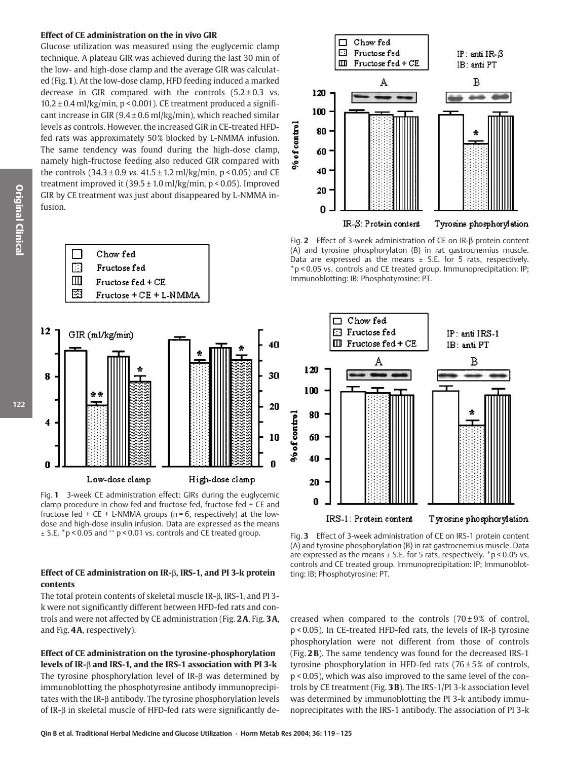### Effect of CE administration on the in vivo GIR

Glucose utilization was measured using the euglycemic clamp technique. A plateau GIR was achieved during the last 30 min of the low- and high-dose clamp and the average GIR was calculated (Fig. **1**). At the low-dose clamp, HFD feeding induced a marked decrease in GIR compared with the controls ($5.2 \pm 0.3$ vs. $10.2 \pm 0.4$ ml/kg/min, $p < 0.001$). CE treatment produced a significant increase in GIR ($9.4 \pm 0.6$ ml/kg/min), which reached similar levels as controls. However, the increased GIR in CE-treated HFD-fed rats was approximately 50% blocked by L-NMMA infusion. The same tendency was found during the high-dose clamp, namely high-fructose feeding also reduced GIR compared with the controls ($34.3 \pm 0.9$ *vs.* $41.5 \pm 1.2$ ml/kg/min, $p < 0.05$) and CE treatment improved it ($39.5 \pm 1.0$ ml/kg/min, $p < 0.05$). Improved GIR by CE treatment was just about disappeared by L-NMMA infusion.

Fig. **1** 3-week CE administration effect: GIRs during the euglycemic clamp procedure in chow fed and fructose fed, fructose fed + CE and fructose fed + CE + L-NMMA groups (n = 6, respectively) at the low-dose and high-dose insulin infusion. Data are expressed as the means ± S.E. *p < 0.05 and ** p < 0.01 vs. controls and CE treated group.

Fig. **2** Effect of 3-week administration of CE on IR-β protein content (A) and tyrosine phosphorylaton (B) in rat gastrocnemius muscle. Data are expressed as the means ± S.E. for 5 rats, respectively. *p < 0.05 vs. controls and CE treated group. Immunoprecipitation: IP; Immunoblotting: IB; Phosphotyrosine: PT.

Fig. **3** Effect of 3-week administration of CE on IRS-1 protein content (A) and tyrosine phosphorylation (B) in rat gastrocnemius muscle. Data are expressed as the means ± S.E. for 5 rats, respectively. *p < 0.05 vs. controls and CE treated group. Immunoprecipitation: IP; Immunoblotting: IB; Phosphotyrosine: PT.

### Effect of CE administration on IR-β, IRS-1, and PI 3-k protein contents

The total protein contents of skeletal muscle IR-β, IRS-1, and PI 3-k were not significantly different between HFD-fed rats and controls and were not affected by CE administration (Fig. **2A**, Fig. **3A**, and Fig. **4A**, respectively).

### Effect of CE administration on the tyrosine-phosphorylation levels of IR-β and IRS-1, and the IRS-1 association with PI 3-k

The tyrosine phosphorylation level of IR-β was determined by immunoblotting the phosphotyrosine antibody immunoprecipitates with the IR-β antibody. The tyrosine phosphorylation levels of IR-β in skeletal muscle of HFD-fed rats were significantly decreased when compared to the controls ($70 \pm 9$% of control, $p < 0.05$). In CE-treated HFD-fed rats, the levels of IR-β tyrosine phosphorylation were not different from those of controls (Fig. **2B**). The same tendency was found for the decreased IRS-1 tyrosine phosphorylation in HFD-fed rats ($76 \pm 5$% of controls, $p < 0.05$), which was also improved to the same level of the controls by CE treatment (Fig. **3B**). The IRS-1/PI 3-k association level was determined by immunoblotting the PI 3-k antibody immunoprecipitates with the IRS-1 antibody. The association of PI 3-k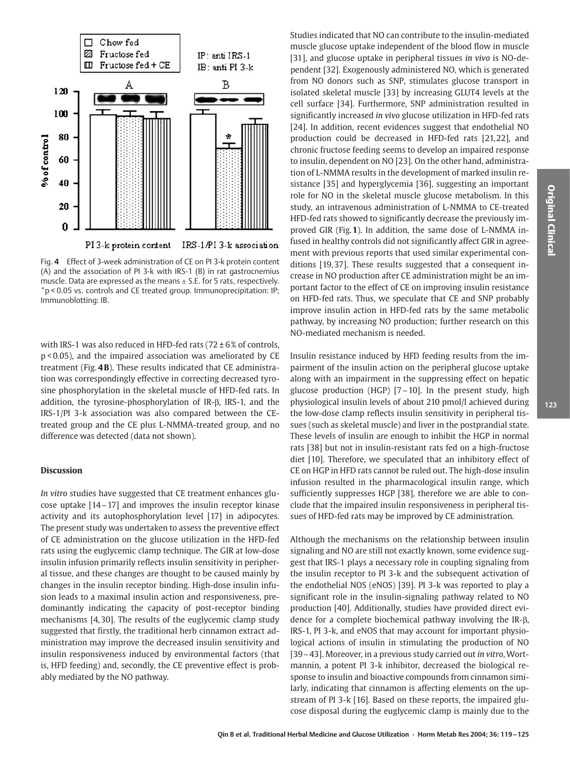Fig. **4** Effect of 3-week administration of CE on PI 3-k protein content (A) and the association of PI 3-k with IRS-1 (B) in rat gastrocnemius muscle. Data are expressed as the means ± S.E. for 5 rats, respectively. *$p < 0.05$ vs. controls and CE treated group. Immunoprecipitation: IP; Immunoblotting: IB.

with IRS-1 was also reduced in HFD-fed rats (72 ± 6% of controls, $p < 0.05$), and the impaired association was ameliorated by CE treatment (Fig. **4B**). These results indicated that CE administration was correspondingly effective in correcting decreased tyrosine phosphorylation in the skeletal muscle of HFD-fed rats. In addition, the tyrosine-phosphorylation of IR-β, IRS-1, and the IRS-1/PI 3-k association was also compared between the CE-treated group and the CE plus L-NMMA-treated group, and no difference was detected (data not shown).

## Discussion

*In vitro* studies have suggested that CE treatment enhances glucose uptake [14–17] and improves the insulin receptor kinase activity and its autophosphorylation level [17] in adipocytes. The present study was undertaken to assess the preventive effect of CE administration on the glucose utilization in the HFD-fed rats using the euglycemic clamp technique. The GIR at low-dose insulin infusion primarily reflects insulin sensitivity in peripheral tissue, and these changes are thought to be caused mainly by changes in the insulin receptor binding. High-dose insulin infusion leads to a maximal insulin action and responsiveness, predominantly indicating the capacity of post-receptor binding mechanisms [4,30]. The results of the euglycemic clamp study suggested that firstly, the traditional herb cinnamon extract administration may improve the decreased insulin sensitivity and insulin responsiveness induced by environmental factors (that is, HFD feeding) and, secondly, the CE preventive effect is probably mediated by the NO pathway.

Studies indicated that NO can contribute to the insulin-mediated muscle glucose uptake independent of the blood flow in muscle [31], and glucose uptake in peripheral tissues *in vivo* is NO-dependent [32]. Exogenously administered NO, which is generated from NO donors such as SNP, stimulates glucose transport in isolated skeletal muscle [33] by increasing GLUT4 levels at the cell surface [34]. Furthermore, SNP administration resulted in significantly increased *in vivo* glucose utilization in HFD-fed rats [24]. In addition, recent evidences suggest that endothelial NO production could be decreased in HFD-fed rats [21,22], and chronic fructose feeding seems to develop an impaired response to insulin, dependent on NO [23]. On the other hand, administration of L-NMMA results in the development of marked insulin resistance [35] and hyperglycemia [36], suggesting an important role for NO in the skeletal muscle glucose metabolism. In this study, an intravenous administration of L-NMMA to CE-treated HFD-fed rats showed to significantly decrease the previously improved GIR (Fig. **1**). In addition, the same dose of L-NMMA infused in healthy controls did not significantly affect GIR in agreement with previous reports that used similar experimental conditions [19,37]. These results suggested that a consequent increase in NO production after CE administration might be an important factor to the effect of CE on improving insulin resistance on HFD-fed rats. Thus, we speculate that CE and SNP probably improve insulin action in HFD-fed rats by the same metabolic pathway, by increasing NO production; further research on this NO-mediated mechanism is needed.

Insulin resistance induced by HFD feeding results from the impairment of the insulin action on the peripheral glucose uptake along with an impairment in the suppressing effect on hepatic glucose production (HGP) [7–10]. In the present study, high physiological insulin levels of about 210 pmol/l achieved during the low-dose clamp reflects insulin sensitivity in peripheral tissues (such as skeletal muscle) and liver in the postprandial state. These levels of insulin are enough to inhibit the HGP in normal rats [38] but not in insulin-resistant rats fed on a high-fructose diet [10]. Therefore, we speculated that an inhibitory effect of CE on HGP in HFD rats cannot be ruled out. The high-dose insulin infusion resulted in the pharmacological insulin range, which sufficiently suppresses HGP [38], therefore we are able to conclude that the impaired insulin responsiveness in peripheral tissues of HFD-fed rats may be improved by CE administration.

Although the mechanisms on the relationship between insulin signaling and NO are still not exactly known, some evidence suggest that IRS-1 plays a necessary role in coupling signaling from the insulin receptor to PI 3-k and the subsequent activation of the endothelial NOS (eNOS) [39]. PI 3-k was reported to play a significant role in the insulin-signaling pathway related to NO production [40]. Additionally, studies have provided direct evidence for a complete biochemical pathway involving the IR-β, IRS-1, PI 3-k, and eNOS that may account for important physiological actions of insulin in stimulating the production of NO [39–43]. Moreover, in a previous study carried out *in vitro*, Wortmannin, a potent PI 3-k inhibitor, decreased the biological response to insulin and bioactive compounds from cinnamon similarly, indicating that cinnamon is affecting elements on the upstream of PI 3-k [16]. Based on these reports, the impaired glucose disposal during the euglycemic clamp is mainly due to the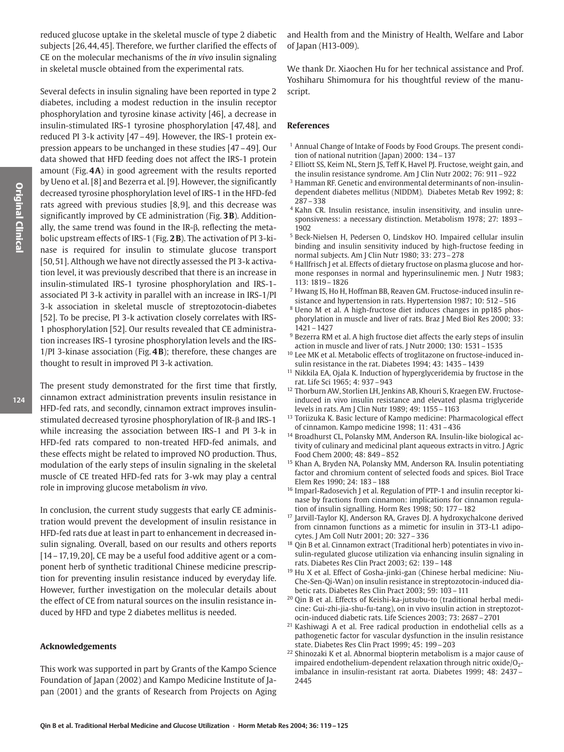reduced glucose uptake in the skeletal muscle of type 2 diabetic subjects [26,44,45]. Therefore, we further clarified the effects of CE on the molecular mechanisms of the *in vivo* insulin signaling in skeletal muscle obtained from the experimental rats.

Several defects in insulin signaling have been reported in type 2 diabetes, including a modest reduction in the insulin receptor phosphorylation and tyrosine kinase activity [46], a decrease in insulin-stimulated IRS-1 tyrosine phosphorylation [47,48], and reduced PI 3-k activity [47–49]. However, the IRS-1 protein expression appears to be unchanged in these studies [47–49]. Our data showed that HFD feeding does not affect the IRS-1 protein amount (Fig. **4A**) in good agreement with the results reported by Ueno et al. [8] and Bezerra et al. [9]. However, the significantly decreased tyrosine phosphorylation level of IRS-1 in the HFD-fed rats agreed with previous studies [8,9], and this decrease was significantly improved by CE administration (Fig. **3B**). Additionally, the same trend was found in the IR-β, reflecting the metabolic upstream effects of IRS-1 (Fig. **2B**). The activation of PI 3-kinase is required for insulin to stimulate glucose transport [50,51]. Although we have not directly assessed the PI 3-k activation level, it was previously described that there is an increase in insulin-stimulated IRS-1 tyrosine phosphorylation and IRS-1-associated PI 3-k activity in parallel with an increase in IRS-1/PI 3-k association in skeletal muscle of streptozotocin-diabetes [52]. To be precise, PI 3-k activation closely correlates with IRS-1 phosphorylation [52]. Our results revealed that CE administration increases IRS-1 tyrosine phosphorylation levels and the IRS-1/PI 3-kinase association (Fig. **4B**); therefore, these changes are thought to result in improved PI 3-k activation.

The present study demonstrated for the first time that firstly, cinnamon extract administration prevents insulin resistance in HFD-fed rats, and secondly, cinnamon extract improves insulin-stimulated decreased tyrosine phosphorylation of IR-β and IRS-1 while increasing the association between IRS-1 and PI 3-k in HFD-fed rats compared to non-treated HFD-fed animals, and these effects might be related to improved NO production. Thus, modulation of the early steps of insulin signaling in the skeletal muscle of CE treated HFD-fed rats for 3-wk may play a central role in improving glucose metabolism *in vivo*.

In conclusion, the current study suggests that early CE administration would prevent the development of insulin resistance in HFD-fed rats due at least in part to enhancement in decreased insulin signaling. Overall, based on our results and others reports [14–17,19,20], CE may be a useful food additive agent or a component herb of synthetic traditional Chinese medicine prescription for preventing insulin resistance induced by everyday life. However, further investigation on the molecular details about the effect of CE from natural sources on the insulin resistance induced by HFD and type 2 diabetes mellitus is needed.

## Acknowledgements

This work was supported in part by Grants of the Kampo Science Foundation of Japan (2002) and Kampo Medicine Institute of Japan (2001) and the grants of Research from Projects on Aging and Health from and the Ministry of Health, Welfare and Labor of Japan (H13-009).

We thank Dr. Xiaochen Hu for her technical assistance and Prof. Yoshiharu Shimomura for his thoughtful review of the manuscript.

## References

1. Annual Change of Intake of Foods by Food Groups. The present condition of national nutrition (Japan) 2000: 134–137
2. Elliott SS, Keim NL, Stern JS, Teff K, Havel PJ. Fructose, weight gain, and the insulin resistance syndrome. Am J Clin Nutr 2002; 76: 911–922
3. Hamman RF. Genetic and environmental determinants of non-insulin-dependent diabetes mellitus (NIDDM). Diabetes Metab Rev 1992; 8: 287–338
4. Kahn CR. Insulin resistance, insulin insensitivity, and insulin unresponsiveness: a necessary distinction. Metabolism 1978; 27: 1893–1902
5. Beck-Nielsen H, Pedersen O, Lindskov HO. Impaired cellular insulin binding and insulin sensitivity induced by high-fructose feeding in normal subjects. Am J Clin Nutr 1980; 33: 273–278
6. Hallfrisch J et al. Effects of dietary fructose on plasma glucose and hormone responses in normal and hyperinsulinemic men. J Nutr 1983; 113: 1819–1826
7. Hwang IS, Ho H, Hoffman BB, Reaven GM. Fructose-induced insulin resistance and hypertension in rats. Hypertension 1987; 10: 512–516
8. Ueno M et al. A high-fructose diet induces changes in pp185 phosphorylation in muscle and liver of rats. Braz J Med Biol Res 2000; 33: 1421–1427
9. Bezerra RM et al. A high fructose diet affects the early steps of insulin action in muscle and liver of rats. J Nutr 2000; 130: 1531–1535
10. Lee MK et al. Metabolic effects of troglitazone on fructose-induced insulin resistance in the rat. Diabetes 1994; 43: 1435–1439
11. Nikkila EA, Ojala K. Induction of hyperglyceridemia by fructose in the rat. Life Sci 1965; 4: 937–943
12. Thorburn AW, Storlien LH, Jenkins AB, Khouri S, Kraegen EW. Fructose-induced in vivo insulin resistance and elevated plasma triglyceride levels in rats. Am J Clin Nutr 1989; 49: 1155–1163
13. Toriizuka K. Basic lecture of Kampo medicine: Pharmacological effect of cinnamon. Kampo medicine 1998; 11: 431–436
14. Broadhurst CL, Polansky MM, Anderson RA. Insulin-like biological activity of culinary and medicinal plant aqueous extracts in vitro. J Agric Food Chem 2000; 48: 849–852
15. Khan A, Bryden NA, Polansky MM, Anderson RA. Insulin potentiating factor and chromium content of selected foods and spices. Biol Trace Elem Res 1990; 24: 183–188
16. Imparl-Radosevich J et al. Regulation of PTP-1 and insulin receptor kinase by fractions from cinnamon: implications for cinnamon regulation of insulin signalling. Horm Res 1998; 50: 177–182
17. Jarvill-Taylor KJ, Anderson RA, Graves DJ. A hydroxychalcone derived from cinnamon functions as a mimetic for insulin in 3T3-L1 adipocytes. J Am Coll Nutr 2001; 20: 327–336
18. Qin B et al. Cinnamon extract (Traditional herb) potentiates in vivo insulin-regulated glucose utilization via enhancing insulin signaling in rats. Diabetes Res Clin Pract 2003; 62: 139–148
19. Hu X et al. Effect of Gosha-jinki-gan (Chinese herbal medicine: Niu-Che-Sen-Qi-Wan) on insulin resistance in streptozotocin-induced diabetic rats. Diabetes Res Clin Pract 2003; 59: 103–111
20. Qin B et al. Effects of Keishi-ka-jutsubu-to (traditional herbal medicine: Gui-zhi-jia-shu-fu-tang), on in vivo insulin action in streptozotocin-induced diabetic rats. Life Sciences 2003; 73: 2687–2701
21. Kashiwagi A et al. Free radical production in endothelial cells as a pathogenetic factor for vascular dysfunction in the insulin resistance state. Diabetes Res Clin Pract 1999; 45: 199–203
22. Shinozaki K et al. Abnormal biopterin metabolism is a major cause of impaired endothelium-dependent relaxation through nitric oxide/$O_2^-$ imbalance in insulin-resistant rat aorta. Diabetes 1999; 48: 2437–2445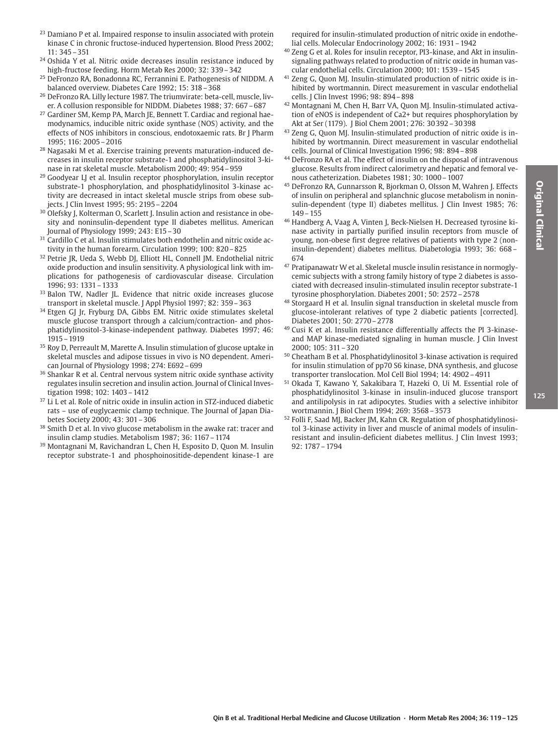[23] Damiano P et al. Impaired response to insulin associated with protein kinase C in chronic fructose-induced hypertension. Blood Press 2002; 11: 345 – 351

[24] Oshida Y et al. Nitric oxide decreases insulin resistance induced by high-fructose feeding. Horm Metab Res 2000; 32: 339 – 342

[25] DeFronzo RA, Bonadonna RC, Ferrannini E. Pathogenesis of NIDDM. A balanced overview. Diabetes Care 1992; 15: 318 – 368

[26] DeFronzo RA. Lilly lecture 1987. The triumvirate: beta-cell, muscle, liver. A collusion responsible for NIDDM. Diabetes 1988; 37: 667 – 687

[27] Gardiner SM, Kemp PA, March JE, Bennett T. Cardiac and regional haemodynamics, inducible nitric oxide synthase (NOS) activity, and the effects of NOS inhibitors in conscious, endotoxaemic rats. Br J Pharm 1995; 116: 2005 – 2016

[28] Nagasaki M et al. Exercise training prevents maturation-induced decreases in insulin receptor substrate-1 and phosphatidylinositol 3-kinase in rat skeletal muscle. Metabolism 2000; 49: 954 – 959

[29] Goodyear LJ et al. Insulin receptor phosphorylation, insulin receptor substrate-1 phosphorylation, and phosphatidylinositol 3-kinase activity are decreased in intact skeletal muscle strips from obese subjects. J Clin Invest 1995; 95: 2195 – 2204

[30] Olefsky J, Kolterman O, Scarlett J. Insulin action and resistance in obesity and noninsulin-dependent type II diabetes mellitus. American Journal of Physiology 1999; 243: E15 – 30

[31] Cardillo C et al. Insulin stimulates both endothelin and nitric oxide activity in the human forearm. Circulation 1999; 100: 820 – 825

[32] Petrie JR, Ueda S, Webb DJ, Elliott HL, Connell JM. Endothelial nitric oxide production and insulin sensitivity. A physiological link with implications for pathogenesis of cardiovascular disease. Circulation 1996; 93: 1331 – 1333

[33] Balon TW, Nadler JL. Evidence that nitric oxide increases glucose transport in skeletal muscle. J Appl Physiol 1997; 82: 359 – 363

[34] Etgen GJ Jr, Fryburg DA, Gibbs EM. Nitric oxide stimulates skeletal muscle glucose transport through a calcium/contraction- and phosphatidylinositol-3-kinase-independent pathway. Diabetes 1997; 46: 1915 – 1919

[35] Roy D, Perreault M, Marette A. Insulin stimulation of glucose uptake in skeletal muscles and adipose tissues in vivo is NO dependent. American Journal of Physiology 1998; 274: E692 – 699

[36] Shankar R et al. Central nervous system nitric oxide synthase activity regulates insulin secretion and insulin action. Journal of Clinical Investigation 1998; 102: 1403 – 1412

[37] Li L et al. Role of nitric oxide in insulin action in STZ-induced diabetic rats – use of euglycaemic clamp technique. The Journal of Japan Diabetes Society 2000; 43: 301 – 306

[38] Smith D et al. In vivo glucose metabolism in the awake rat: tracer and insulin clamp studies. Metabolism 1987; 36: 1167 – 1174

[39] Montagnani M, Ravichandran L, Chen H, Esposito D, Quon M. Insulin receptor substrate-1 and phosphoinositide-dependent kinase-1 are required for insulin-stimulated production of nitric oxide in endothelial cells. Molecular Endocrinology 2002; 16: 1931 – 1942

[40] Zeng G et al. Roles for insulin receptor, PI3-kinase, and Akt in insulin-signaling pathways related to production of nitric oxide in human vascular endothelial cells. Circulation 2000; 101: 1539 – 1545

[41] Zeng G, Quon MJ. Insulin-stimulated production of nitric oxide is inhibited by wortmannin. Direct measurement in vascular endothelial cells. J Clin Invest 1996; 98: 894 – 898

[42] Montagnani M, Chen H, Barr VA, Quon MJ. Insulin-stimulated activation of eNOS is independent of Ca2+ but requires phosphorylation by Akt at Ser (1179). J Biol Chem 2001; 276: 30 392 – 30 398

[43] Zeng G, Quon MJ. Insulin-stimulated production of nitric oxide is inhibited by wortmannin. Direct measurement in vascular endothelial cells. Journal of Clinical Investigation 1996; 98: 894 – 898

[44] DeFronzo RA et al. The effect of insulin on the disposal of intravenous glucose. Results from indirect calorimetry and hepatic and femoral venous catheterization. Diabetes 1981; 30: 1000 – 1007

[45] DeFronzo RA, Gunnarsson R, Bjorkman O, Olsson M, Wahren J. Effects of insulin on peripheral and splanchnic glucose metabolism in noninsulin-dependent (type II) diabetes mellitus. J Clin Invest 1985; 76: 149 – 155

[46] Handberg A, Vaag A, Vinten J, Beck-Nielsen H. Decreased tyrosine kinase activity in partially purified insulin receptors from muscle of young, non-obese first degree relatives of patients with type 2 (noninsulin-dependent) diabetes mellitus. Diabetologia 1993; 36: 668 – 674

[47] Pratipanawatr W et al. Skeletal muscle insulin resistance in normoglycemic subjects with a strong family history of type 2 diabetes is associated with decreased insulin-stimulated insulin receptor substrate-1 tyrosine phosphorylation. Diabetes 2001; 50: 2572 – 2578

[48] Storgaard H et al. Insulin signal transduction in skeletal muscle from glucose-intolerant relatives of type 2 diabetic patients [corrected]. Diabetes 2001; 50: 2770 – 2778

[49] Cusi K et al. Insulin resistance differentially affects the PI 3-kinase- and MAP kinase-mediated signaling in human muscle. J Clin Invest 2000; 105: 311 – 320

[50] Cheatham B et al. Phosphatidylinositol 3-kinase activation is required for insulin stimulation of pp70 S6 kinase, DNA synthesis, and glucose transporter translocation. Mol Cell Biol 1994; 14: 4902 – 4911

[51] Okada T, Kawano Y, Sakakibara T, Hazeki O, Ui M. Essential role of phosphatidylinositol 3-kinase in insulin-induced glucose transport and antilipolysis in rat adipocytes. Studies with a selective inhibitor wortmannin. J Biol Chem 1994; 269: 3568 – 3573

[52] Folli F, Saad MJ, Backer JM, Kahn CR. Regulation of phosphatidylinositol 3-kinase activity in liver and muscle of animal models of insulin-resistant and insulin-deficient diabetes mellitus. J Clin Invest 1993; 92: 1787 – 1794